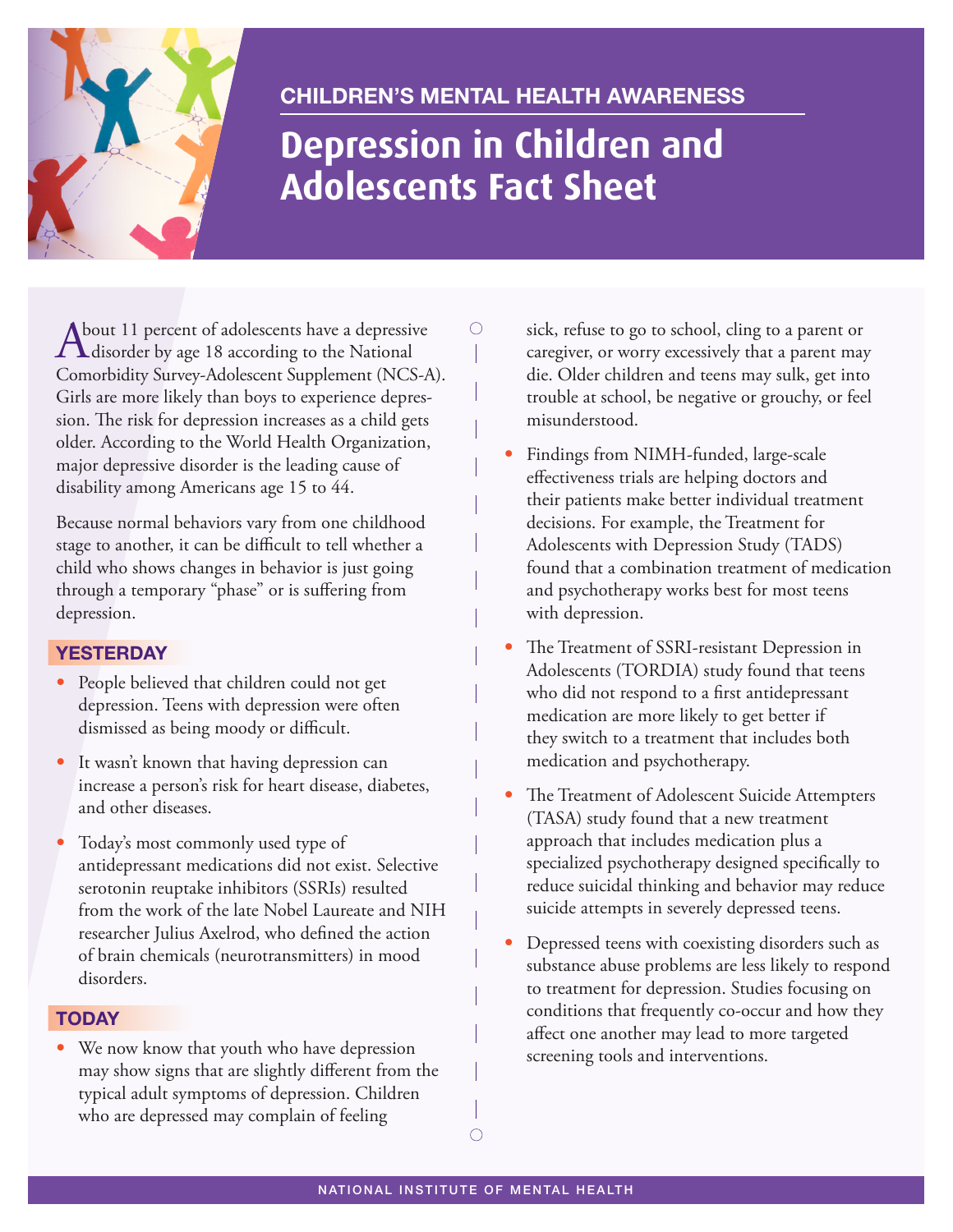## CHILDREN'S MENTAL HEALTH AWARENESS

# Depression in Children and Adolescents Fact Sheet

About 11 percent of adolescents have a depressive disorder by age 18 according to the National Comorbidity Survey-Adolescent Supplement (NCS-A). Girls are more likely than boys to experience depression. The risk for depression increases as a child gets older. According to the World Health Organization, major depressive disorder is the leading cause of disability among Americans age 15 to 44.

Because normal behaviors vary from one childhood stage to another, it can be difficult to tell whether a child who shows changes in behavior is just going through a temporary "phase" or is suffering from depression.

### YESTERDAY

- People believed that children could not get depression. Teens with depression were often dismissed as being moody or difficult.
- It wasn't known that having depression can increase a person's risk for heart disease, diabetes, and other diseases.
- Today's most commonly used type of antidepressant medications did not exist. Selective serotonin reuptake inhibitors (SSRIs) resulted from the work of the late Nobel Laureate and NIH researcher Julius Axelrod, who defined the action of brain chemicals (neurotransmitters) in mood disorders.

### TODAY

- We now know that youth who have depression may show signs that are slightly different from the typical adult symptoms of depression. Children who are depressed may complain of feeling sick, refuse to go to school, cling to a parent or caregiver, or worry excessively that a parent may die. Older children and teens may sulk, get into trouble at school, be negative or grouchy, or feel misunderstood.
- Findings from NIMH-funded, large-scale effectiveness trials are helping doctors and their patients make better individual treatment decisions. For example, the Treatment for Adolescents with Depression Study (TADS) found that a combination treatment of medication and psychotherapy works best for most teens with depression.
- The Treatment of SSRI-resistant Depression in Adolescents (TORDIA) study found that teens who did not respond to a first antidepressant medication are more likely to get better if they switch to a treatment that includes both medication and psychotherapy.
- The Treatment of Adolescent Suicide Attempters (TASA) study found that a new treatment approach that includes medication plus a specialized psychotherapy designed specifically to reduce suicidal thinking and behavior may reduce suicide attempts in severely depressed teens.
- Depressed teens with coexisting disorders such as substance abuse problems are less likely to respond to treatment for depression. Studies focusing on conditions that frequently co-occur and how they affect one another may lead to more targeted screening tools and interventions.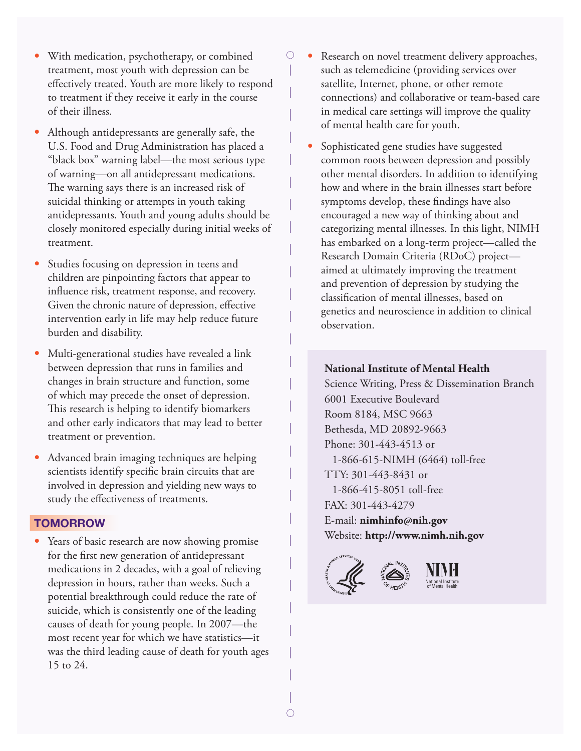- With medication, psychotherapy, or combined treatment, most youth with depression can be effectively treated. Youth are more likely to respond to treatment if they receive it early in the course of their illness.
- Although antidepressants are generally safe, the U.S. Food and Drug Administration has placed a "black box" warning label—the most serious type of warning—on all antidepressant medications. The warning says there is an increased risk of suicidal thinking or attempts in youth taking antidepressants. Youth and young adults should be closely monitored especially during initial weeks of treatment.
- Studies focusing on depression in teens and children are pinpointing factors that appear to influence risk, treatment response, and recovery. Given the chronic nature of depression, effective intervention early in life may help reduce future burden and disability.
- Multi-generational studies have revealed a link between depression that runs in families and changes in brain structure and function, some of which may precede the onset of depression. This research is helping to identify biomarkers and other early indicators that may lead to better treatment or prevention.
- Advanced brain imaging techniques are helping scientists identify specific brain circuits that are involved in depression and yielding new ways to study the effectiveness of treatments.

## TOMORROW

- Years of basic research are now showing promise for the first new generation of antidepressant medications in 2 decades, with a goal of relieving depression in hours, rather than weeks. Such a potential breakthrough could reduce the rate of suicide, which is consistently one of the leading causes of death for young people. In 2007—the most recent year for which we have statistics—it was the third leading cause of death for youth ages 15 to 24.
- Research on novel treatment delivery approaches, such as telemedicine (providing services over satellite, Internet, phone, or other remote connections) and collaborative or team-based care in medical care settings will improve the quality of mental health care for youth.
- Sophisticated gene studies have suggested common roots between depression and possibly other mental disorders. In addition to identifying how and where in the brain illnesses start before symptoms develop, these findings have also encouraged a new way of thinking about and categorizing mental illnesses. In this light, NIMH has embarked on a long-term project—called the Research Domain Criteria (RDoC) project—aimed at ultimately improving the treatment and prevention of depression by studying the classification of mental illnesses, based on genetics and neuroscience in addition to clinical observation.

**National Institute of Mental Health**
Science Writing, Press & Dissemination Branch
6001 Executive Boulevard
Room 8184, MSC 9663
Bethesda, MD 20892-9663
Phone: 301-443-4513 or
1-866-615-NIMH (6464) toll-free
TTY: 301-443-8431 or
1-866-415-8051 toll-free
FAX: 301-443-4279
E-mail: **nimhinfo@nih.gov**
Website: **http://www.nimh.nih.gov**